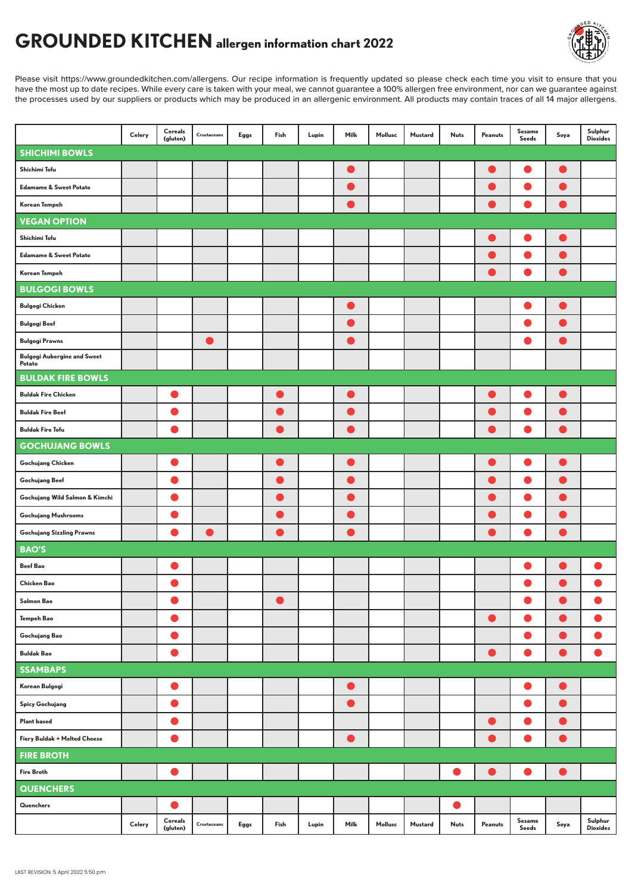# GROUNDED KITCHEN allergen information chart 2022

Please visit https://www.groundedkitchen.com/allergens. Our recipe information is frequently updated so please check each time you visit to ensure that you have the most up to date recipes. While every care is taken with your meal, we cannot guarantee a 100% allergen free environment, nor can we guarantee against the processes used by our suppliers or products which may be produced in an allergenic environment. All products may contain traces of all 14 major allergens.

| | Celery | Cereals (gluten) | Crustaceans | Eggs | Fish | Lupin | Milk | Mollusc | Mustard | Nuts | Peanuts | Sesame Seeds | Soya | Sulphur Dioxides |
|---|---|---|---|---|---|---|---|---|---|---|---|---|---|---|
| **SHICHIMI BOWLS** | | | | | | | | | | | | | | |
| Shichimi Tofu | | | | | | | ● | | | | ● | ● | ● | |
| Edamame & Sweet Potato | | | | | | | ● | | | | ● | ● | ● | |
| Korean Tempeh | | | | | | | ● | | | | ● | ● | ● | |
| **VEGAN OPTION** | | | | | | | | | | | | | | |
| Shichimi Tofu | | | | | | | | | | | ● | ● | ● | |
| Edamame & Sweet Potato | | | | | | | | | | | ● | ● | ● | |
| Korean Tempeh | | | | | | | | | | | ● | ● | ● | |
| **BULGOGI BOWLS** | | | | | | | | | | | | | | |
| Bulgogi Chicken | | | | | | | ● | | | | | ● | ● | |
| Bulgogi Beef | | | | | | | ● | | | | | ● | ● | |
| Bulgogi Prawns | | | ● | | | | ● | | | | | ● | ● | |
| Bulgogi Aubergine and Sweet Potato | | | | | | | | | | | | | | |
| **BULDAK FIRE BOWLS** | | | | | | | | | | | | | | |
| Buldak Fire Chicken | | ● | | | ● | | ● | | | | ● | ● | ● | |
| Buldak Fire Beef | | ● | | | ● | | ● | | | | ● | ● | ● | |
| Buldak Fire Tofu | | ● | | | ● | | ● | | | | ● | ● | ● | |
| **GOCHUJANG BOWLS** | | | | | | | | | | | | | | |
| Gochujang Chicken | | ● | | | ● | | ● | | | | ● | ● | ● | |
| Gochujang Beef | | ● | | | ● | | ● | | | | ● | ● | ● | |
| Gochujang Wild Salmon & Kimchi | | ● | | | ● | | ● | | | | ● | ● | ● | |
| Gochujang Mushrooms | | ● | | | ● | | ● | | | | ● | ● | ● | |
| Gochujang Sizzling Prawns | | ● | ● | | ● | | ● | | | | ● | ● | ● | |
| **BAO'S** | | | | | | | | | | | | | | |
| Beef Bao | | ● | | | | | | | | | | ● | ● | ● |
| Chicken Bao | | ● | | | | | | | | | | ● | ● | ● |
| Salmon Bao | | ● | | | ● | | | | | | | ● | ● | ● |
| Tempeh Bao | | ● | | | | | | | | | ● | ● | ● | ● |
| Gochujang Bao | | ● | | | | | | | | | | ● | ● | ● |
| Buldak Bao | | ● | | | | | | | | | ● | ● | ● | ● |
| **SSAMBAPS** | | | | | | | | | | | | | | |
| Korean Bulgogi | | ● | | | | | ● | | | | | ● | ● | |
| Spicy Gochujang | | ● | | | | | ● | | | | | ● | ● | |
| Plant based | | ● | | | | | | | | | ● | ● | ● | |
| Fiery Buldak + Melted Cheese | | ● | | | | | ● | | | | ● | ● | ● | |
| **FIRE BROTH** | | | | | | | | | | | | | | |
| Fire Broth | | ● | | | | | | | | ● | ● | ● | ● | |
| **QUENCHERS** | | | | | | | | | | | | | | |
| Quenchers | | ● | | | | | | | | ● | | | | |
| | Celery | Cereals (gluten) | Crustaceans | Eggs | Fish | Lupin | Milk | Mollusc | Mustard | Nuts | Peanuts | Sesame Seeds | Soya | Sulphur Dioxides |

LAST REVISION: 5 April 2022 5:50 pm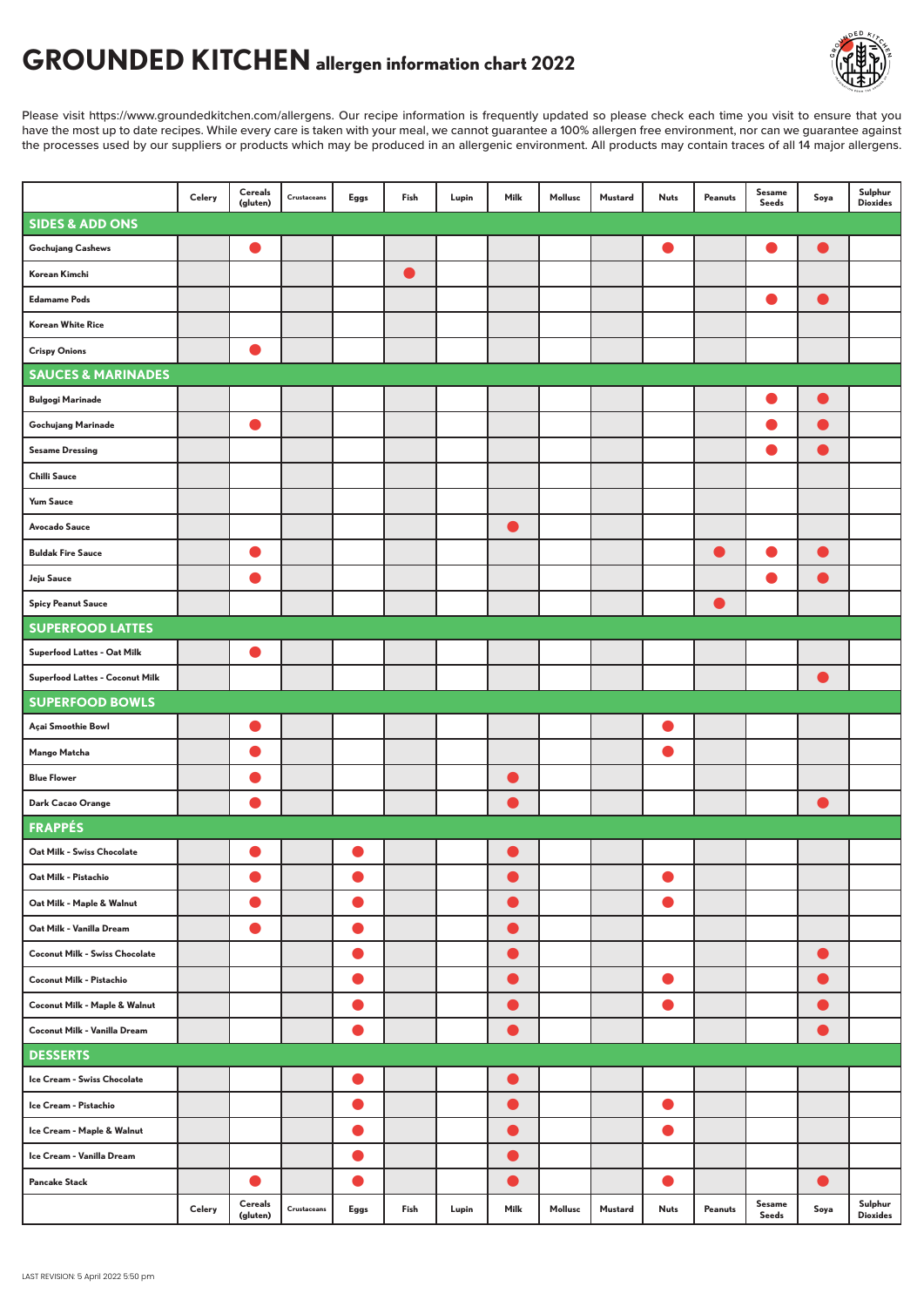# GROUNDED KITCHEN allergen information chart 2022

Please visit https://www.groundedkitchen.com/allergens. Our recipe information is frequently updated so please check each time you visit to ensure that you have the most up to date recipes. While every care is taken with your meal, we cannot guarantee a 100% allergen free environment, nor can we guarantee against the processes used by our suppliers or products which may be produced in an allergenic environment. All products may contain traces of all 14 major allergens.

| | Celery | Cereals (gluten) | Crustaceans | Eggs | Fish | Lupin | Milk | Mollusc | Mustard | Nuts | Peanuts | Sesame Seeds | Soya | Sulphur Dioxides |
|---|---|---|---|---|---|---|---|---|---|---|---|---|---|---|
| **SIDES & ADD ONS** | | | | | | | | | | | | | | |
| Gochujang Cashews | | ● | | | | | | | | ● | | ● | ● | |
| Korean Kimchi | | | | | ● | | | | | | | | | |
| Edamame Pods | | | | | | | | | | | | ● | ● | |
| Korean White Rice | | | | | | | | | | | | | | |
| Crispy Onions | | ● | | | | | | | | | | | | |
| **SAUCES & MARINADES** | | | | | | | | | | | | | | |
| Bulgogi Marinade | | | | | | | | | | | | ● | ● | |
| Gochujang Marinade | | ● | | | | | | | | | | ● | ● | |
| Sesame Dressing | | | | | | | | | | | | ● | ● | |
| Chilli Sauce | | | | | | | | | | | | | | |
| Yum Sauce | | | | | | | | | | | | | | |
| Avocado Sauce | | | | | | | ● | | | | | | | |
| Buldak Fire Sauce | | ● | | | | | | | | | ● | ● | ● | |
| Jeju Sauce | | ● | | | | | | | | | | ● | ● | |
| Spicy Peanut Sauce | | | | | | | | | | | ● | | | |
| **SUPERFOOD LATTES** | | | | | | | | | | | | | | |
| Superfood Lattes - Oat Milk | | ● | | | | | | | | | | | | |
| Superfood Lattes - Coconut Milk | | | | | | | | | | | | | ● | |
| **SUPERFOOD BOWLS** | | | | | | | | | | | | | | |
| Açai Smoothie Bowl | | ● | | | | | | | | ● | | | | |
| Mango Matcha | | ● | | | | | | | | ● | | | | |
| Blue Flower | | ● | | | | | ● | | | | | | | |
| Dark Cacao Orange | | ● | | | | | ● | | | | | | ● | |
| **FRAPPÉS** | | | | | | | | | | | | | | |
| Oat Milk - Swiss Chocolate | | ● | | ● | | | ● | | | | | | | |
| Oat Milk - Pistachio | | ● | | ● | | | ● | | | ● | | | | |
| Oat Milk - Maple & Walnut | | ● | | ● | | | ● | | | ● | | | | |
| Oat Milk - Vanilla Dream | | ● | | ● | | | ● | | | | | | | |
| Coconut Milk - Swiss Chocolate | | | | ● | | | ● | | | | | | ● | |
| Coconut Milk - Pistachio | | | | ● | | | ● | | | ● | | | ● | |
| Coconut Milk - Maple & Walnut | | | | ● | | | ● | | | ● | | | ● | |
| Coconut Milk - Vanilla Dream | | | | ● | | | ● | | | | | | ● | |
| **DESSERTS** | | | | | | | | | | | | | | |
| Ice Cream - Swiss Chocolate | | | | ● | | | ● | | | | | | | |
| Ice Cream - Pistachio | | | | ● | | | ● | | | ● | | | | |
| Ice Cream - Maple & Walnut | | | | ● | | | ● | | | ● | | | | |
| Ice Cream - Vanilla Dream | | | | ● | | | ● | | | | | | | |
| Pancake Stack | | ● | | ● | | | ● | | | ● | | | ● | |
| | Celery | Cereals (gluten) | Crustaceans | Eggs | Fish | Lupin | Milk | Mollusc | Mustard | Nuts | Peanuts | Sesame Seeds | Soya | Sulphur Dioxides |

LAST REVISION: 5 April 2022 5:50 pm